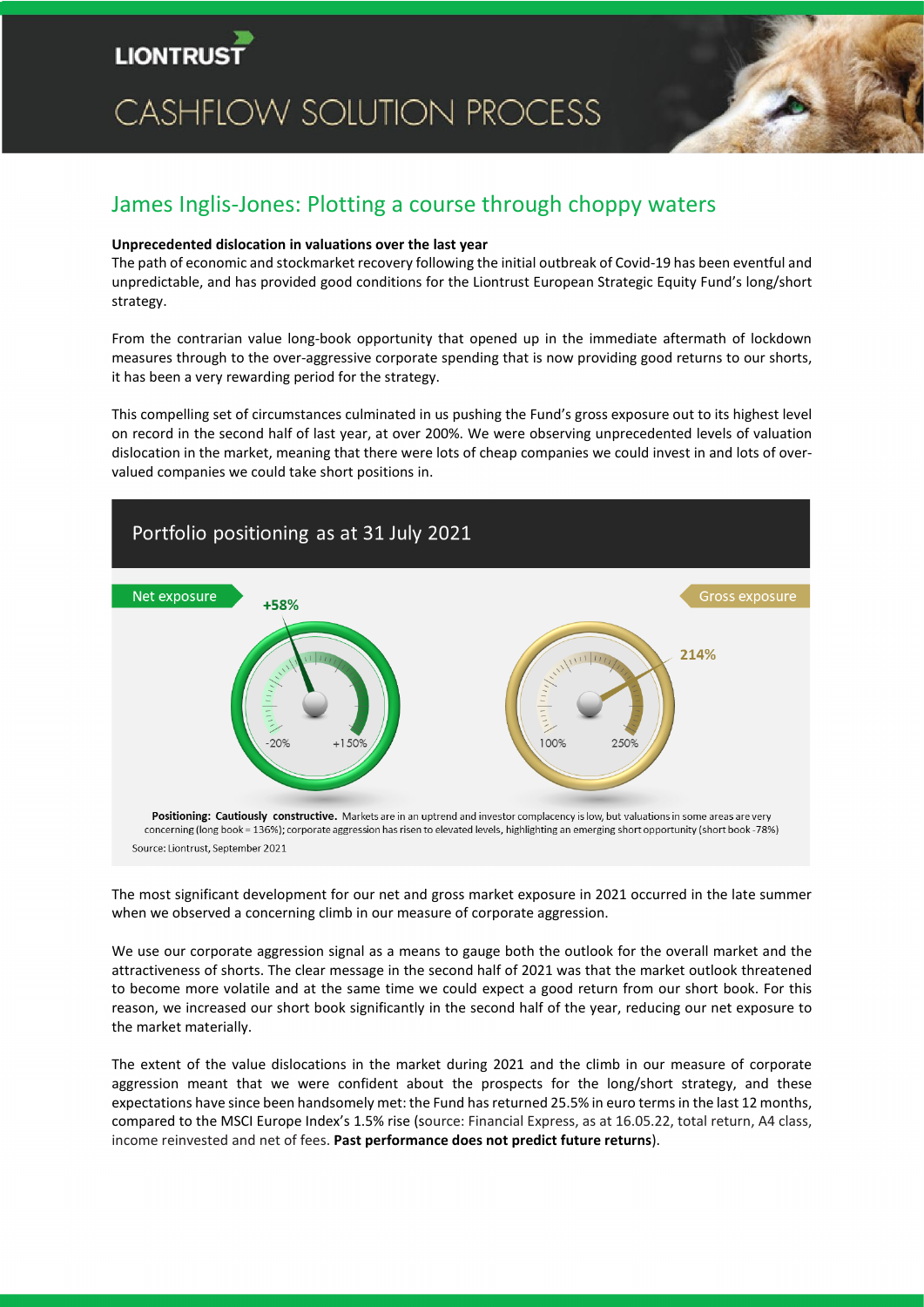LIONTRUST

CASHFLOW SOLUTION PROCESS

# James Inglis-Jones: Plotting a course through choppy waters

**Unprecedented dislocation in valuations over the last year**

The path of economic and stockmarket recovery following the initial outbreak of Covid-19 has been eventful and unpredictable, and has provided good conditions for the Liontrust European Strategic Equity Fund's long/short strategy.

From the contrarian value long-book opportunity that opened up in the immediate aftermath of lockdown measures through to the over-aggressive corporate spending that is now providing good returns to our shorts, it has been a very rewarding period for the strategy.

This compelling set of circumstances culminated in us pushing the Fund's gross exposure out to its highest level on record in the second half of last year, at over 200%. We were observing unprecedented levels of valuation dislocation in the market, meaning that there were lots of cheap companies we could invest in and lots of over-valued companies we could take short positions in.

## Portfolio positioning as at 31 July 2021

Net exposure: +58% (scale -20% to +150%)

Gross exposure: 214% (scale 100% to 250%)

**Positioning: Cautiously constructive.** Markets are in an uptrend and investor complacency is low, but valuations in some areas are very concerning (long book = 136%); corporate aggression has risen to elevated levels, highlighting an emerging short opportunity (short book -78%)

Source: Liontrust, September 2021

The most significant development for our net and gross market exposure in 2021 occurred in the late summer when we observed a concerning climb in our measure of corporate aggression.

We use our corporate aggression signal as a means to gauge both the outlook for the overall market and the attractiveness of shorts. The clear message in the second half of 2021 was that the market outlook threatened to become more volatile and at the same time we could expect a good return from our short book. For this reason, we increased our short book significantly in the second half of the year, reducing our net exposure to the market materially.

The extent of the value dislocations in the market during 2021 and the climb in our measure of corporate aggression meant that we were confident about the prospects for the long/short strategy, and these expectations have since been handsomely met: the Fund has returned 25.5% in euro terms in the last 12 months, compared to the MSCI Europe Index's 1.5% rise (source: Financial Express, as at 16.05.22, total return, A4 class, income reinvested and net of fees. **Past performance does not predict future returns**).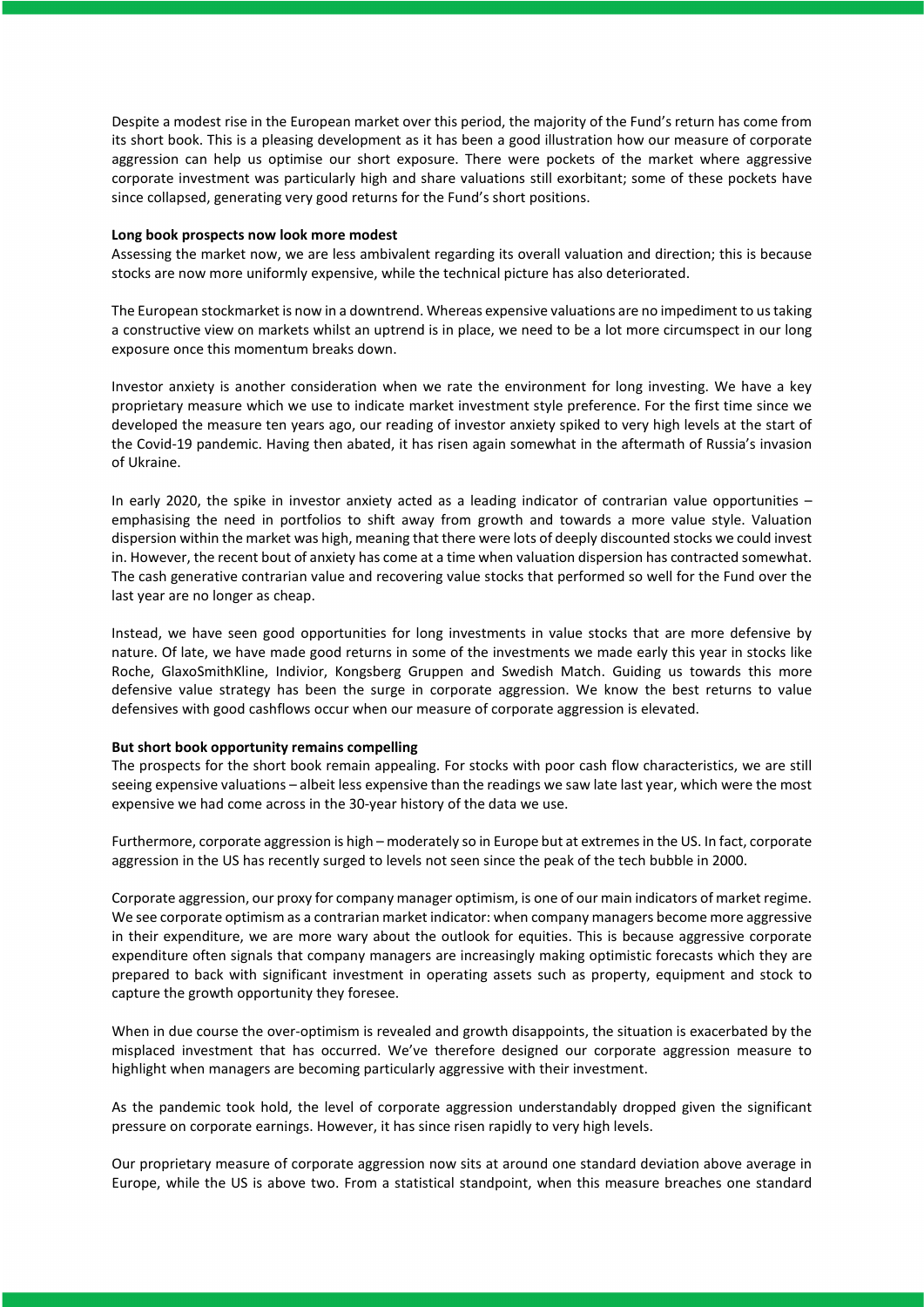Despite a modest rise in the European market over this period, the majority of the Fund's return has come from its short book. This is a pleasing development as it has been a good illustration how our measure of corporate aggression can help us optimise our short exposure. There were pockets of the market where aggressive corporate investment was particularly high and share valuations still exorbitant; some of these pockets have since collapsed, generating very good returns for the Fund's short positions.

**Long book prospects now look more modest**

Assessing the market now, we are less ambivalent regarding its overall valuation and direction; this is because stocks are now more uniformly expensive, while the technical picture has also deteriorated.

The European stockmarket is now in a downtrend. Whereas expensive valuations are no impediment to us taking a constructive view on markets whilst an uptrend is in place, we need to be a lot more circumspect in our long exposure once this momentum breaks down.

Investor anxiety is another consideration when we rate the environment for long investing. We have a key proprietary measure which we use to indicate market investment style preference. For the first time since we developed the measure ten years ago, our reading of investor anxiety spiked to very high levels at the start of the Covid-19 pandemic. Having then abated, it has risen again somewhat in the aftermath of Russia's invasion of Ukraine.

In early 2020, the spike in investor anxiety acted as a leading indicator of contrarian value opportunities – emphasising the need in portfolios to shift away from growth and towards a more value style. Valuation dispersion within the market was high, meaning that there were lots of deeply discounted stocks we could invest in. However, the recent bout of anxiety has come at a time when valuation dispersion has contracted somewhat. The cash generative contrarian value and recovering value stocks that performed so well for the Fund over the last year are no longer as cheap.

Instead, we have seen good opportunities for long investments in value stocks that are more defensive by nature. Of late, we have made good returns in some of the investments we made early this year in stocks like Roche, GlaxoSmithKline, Indivior, Kongsberg Gruppen and Swedish Match. Guiding us towards this more defensive value strategy has been the surge in corporate aggression. We know the best returns to value defensives with good cashflows occur when our measure of corporate aggression is elevated.

**But short book opportunity remains compelling**

The prospects for the short book remain appealing. For stocks with poor cash flow characteristics, we are still seeing expensive valuations – albeit less expensive than the readings we saw late last year, which were the most expensive we had come across in the 30-year history of the data we use.

Furthermore, corporate aggression is high – moderately so in Europe but at extremes in the US. In fact, corporate aggression in the US has recently surged to levels not seen since the peak of the tech bubble in 2000.

Corporate aggression, our proxy for company manager optimism, is one of our main indicators of market regime. We see corporate optimism as a contrarian market indicator: when company managers become more aggressive in their expenditure, we are more wary about the outlook for equities. This is because aggressive corporate expenditure often signals that company managers are increasingly making optimistic forecasts which they are prepared to back with significant investment in operating assets such as property, equipment and stock to capture the growth opportunity they foresee.

When in due course the over-optimism is revealed and growth disappoints, the situation is exacerbated by the misplaced investment that has occurred. We've therefore designed our corporate aggression measure to highlight when managers are becoming particularly aggressive with their investment.

As the pandemic took hold, the level of corporate aggression understandably dropped given the significant pressure on corporate earnings. However, it has since risen rapidly to very high levels.

Our proprietary measure of corporate aggression now sits at around one standard deviation above average in Europe, while the US is above two. From a statistical standpoint, when this measure breaches one standard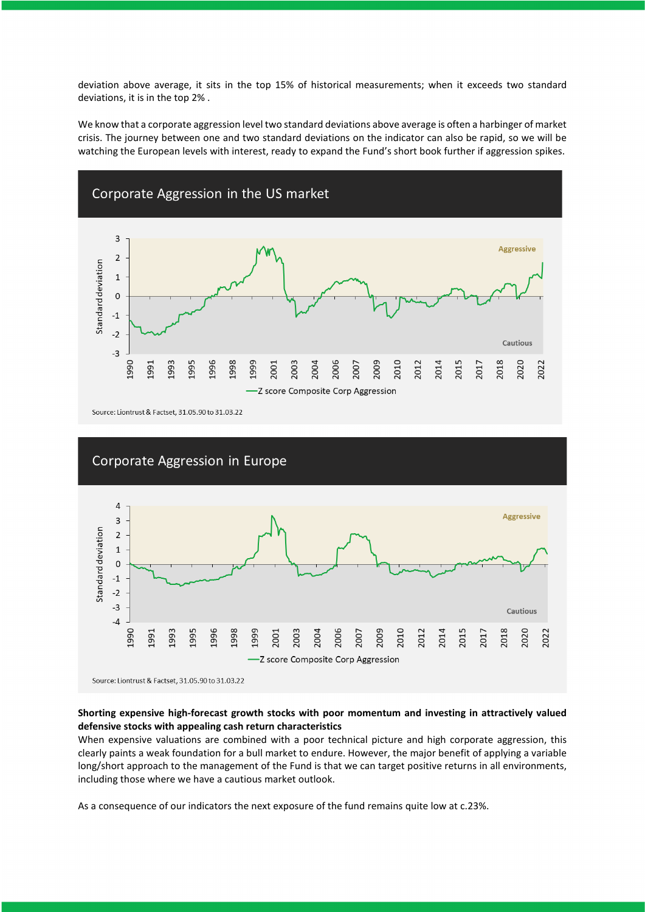deviation above average, it sits in the top 15% of historical measurements; when it exceeds two standard deviations, it is in the top 2% .

We know that a corporate aggression level two standard deviations above average is often a harbinger of market crisis. The journey between one and two standard deviations on the indicator can also be rapid, so we will be watching the European levels with interest, ready to expand the Fund's short book further if aggression spikes.

## Corporate Aggression in the US market

Source: Liontrust & Factset, 31.05.90 to 31.03.22

## Corporate Aggression in Europe

Source: Liontrust & Factset, 31.05.90 to 31.03.22

**Shorting expensive high-forecast growth stocks with poor momentum and investing in attractively valued defensive stocks with appealing cash return characteristics**

When expensive valuations are combined with a poor technical picture and high corporate aggression, this clearly paints a weak foundation for a bull market to endure. However, the major benefit of applying a variable long/short approach to the management of the Fund is that we can target positive returns in all environments, including those where we have a cautious market outlook.

As a consequence of our indicators the next exposure of the fund remains quite low at c.23%.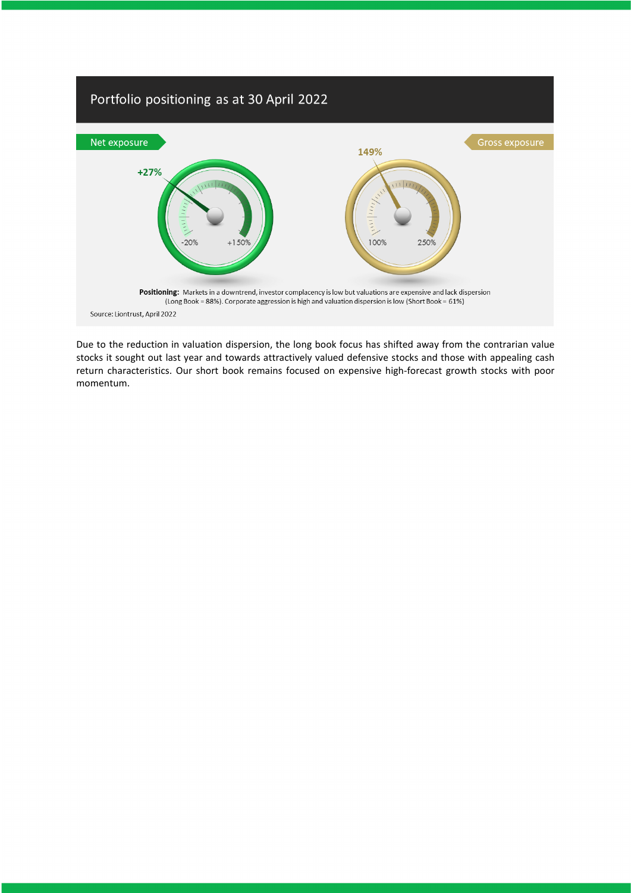## Portfolio positioning as at 30 April 2022

**Net exposure**

+27%

-20% +150%

**Gross exposure**

149%

100% 250%

**Positioning:** Markets in a downtrend, investor complacency is low but valuations are expensive and lack dispersion (Long Book = 88%). Corporate aggression is high and valuation dispersion is low (Short Book = 61%)

Source: Liontrust, April 2022

Due to the reduction in valuation dispersion, the long book focus has shifted away from the contrarian value stocks it sought out last year and towards attractively valued defensive stocks and those with appealing cash return characteristics. Our short book remains focused on expensive high-forecast growth stocks with poor momentum.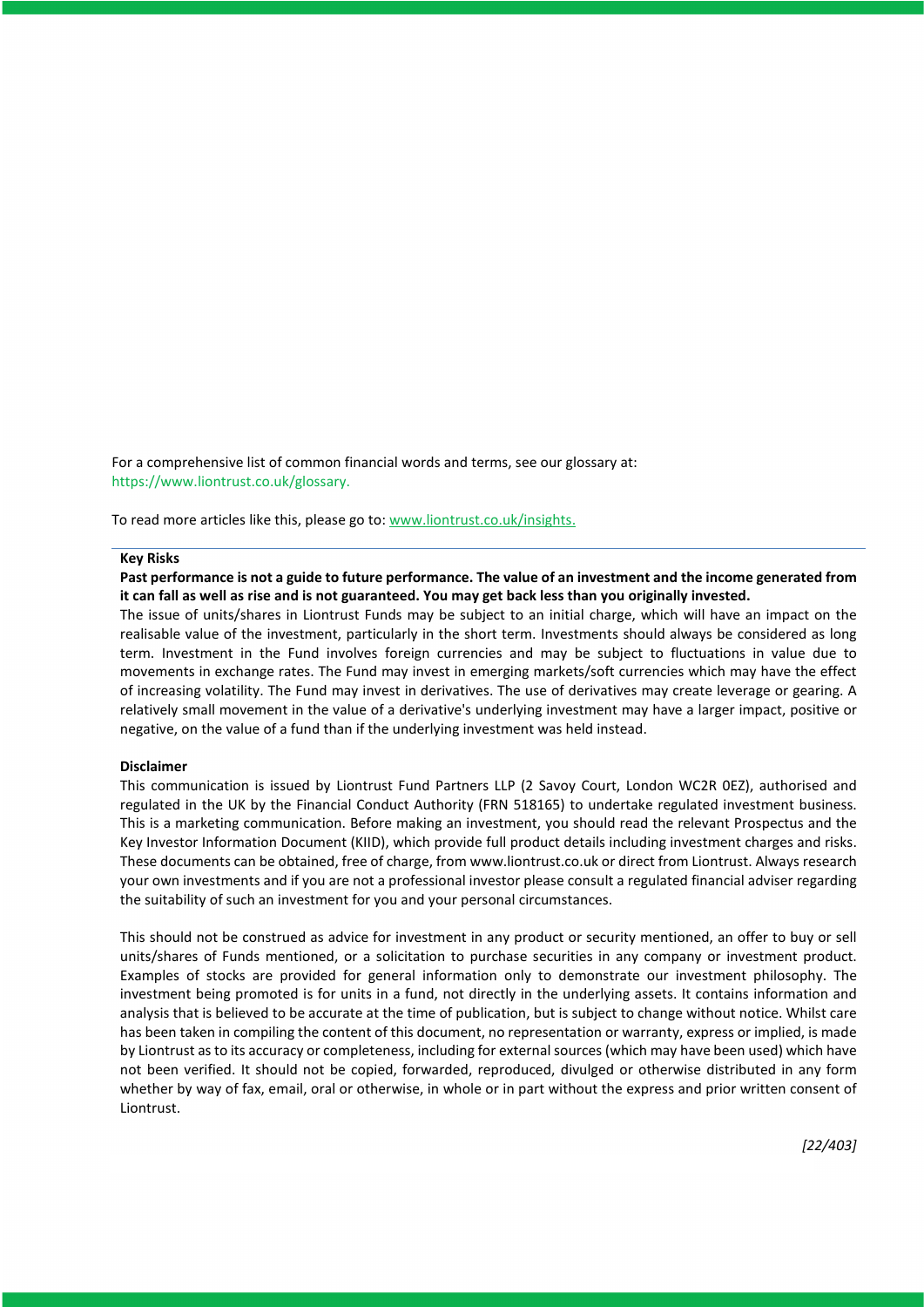For a comprehensive list of common financial words and terms, see our glossary at: https://www.liontrust.co.uk/glossary.

To read more articles like this, please go to: www.liontrust.co.uk/insights.

**Key Risks**

**Past performance is not a guide to future performance. The value of an investment and the income generated from it can fall as well as rise and is not guaranteed. You may get back less than you originally invested.**

The issue of units/shares in Liontrust Funds may be subject to an initial charge, which will have an impact on the realisable value of the investment, particularly in the short term. Investments should always be considered as long term. Investment in the Fund involves foreign currencies and may be subject to fluctuations in value due to movements in exchange rates. The Fund may invest in emerging markets/soft currencies which may have the effect of increasing volatility. The Fund may invest in derivatives. The use of derivatives may create leverage or gearing. A relatively small movement in the value of a derivative's underlying investment may have a larger impact, positive or negative, on the value of a fund than if the underlying investment was held instead.

**Disclaimer**

This communication is issued by Liontrust Fund Partners LLP (2 Savoy Court, London WC2R 0EZ), authorised and regulated in the UK by the Financial Conduct Authority (FRN 518165) to undertake regulated investment business. This is a marketing communication. Before making an investment, you should read the relevant Prospectus and the Key Investor Information Document (KIID), which provide full product details including investment charges and risks. These documents can be obtained, free of charge, from www.liontrust.co.uk or direct from Liontrust. Always research your own investments and if you are not a professional investor please consult a regulated financial adviser regarding the suitability of such an investment for you and your personal circumstances.

This should not be construed as advice for investment in any product or security mentioned, an offer to buy or sell units/shares of Funds mentioned, or a solicitation to purchase securities in any company or investment product. Examples of stocks are provided for general information only to demonstrate our investment philosophy. The investment being promoted is for units in a fund, not directly in the underlying assets. It contains information and analysis that is believed to be accurate at the time of publication, but is subject to change without notice. Whilst care has been taken in compiling the content of this document, no representation or warranty, express or implied, is made by Liontrust as to its accuracy or completeness, including for external sources (which may have been used) which have not been verified. It should not be copied, forwarded, reproduced, divulged or otherwise distributed in any form whether by way of fax, email, oral or otherwise, in whole or in part without the express and prior written consent of Liontrust.

*[22/403]*